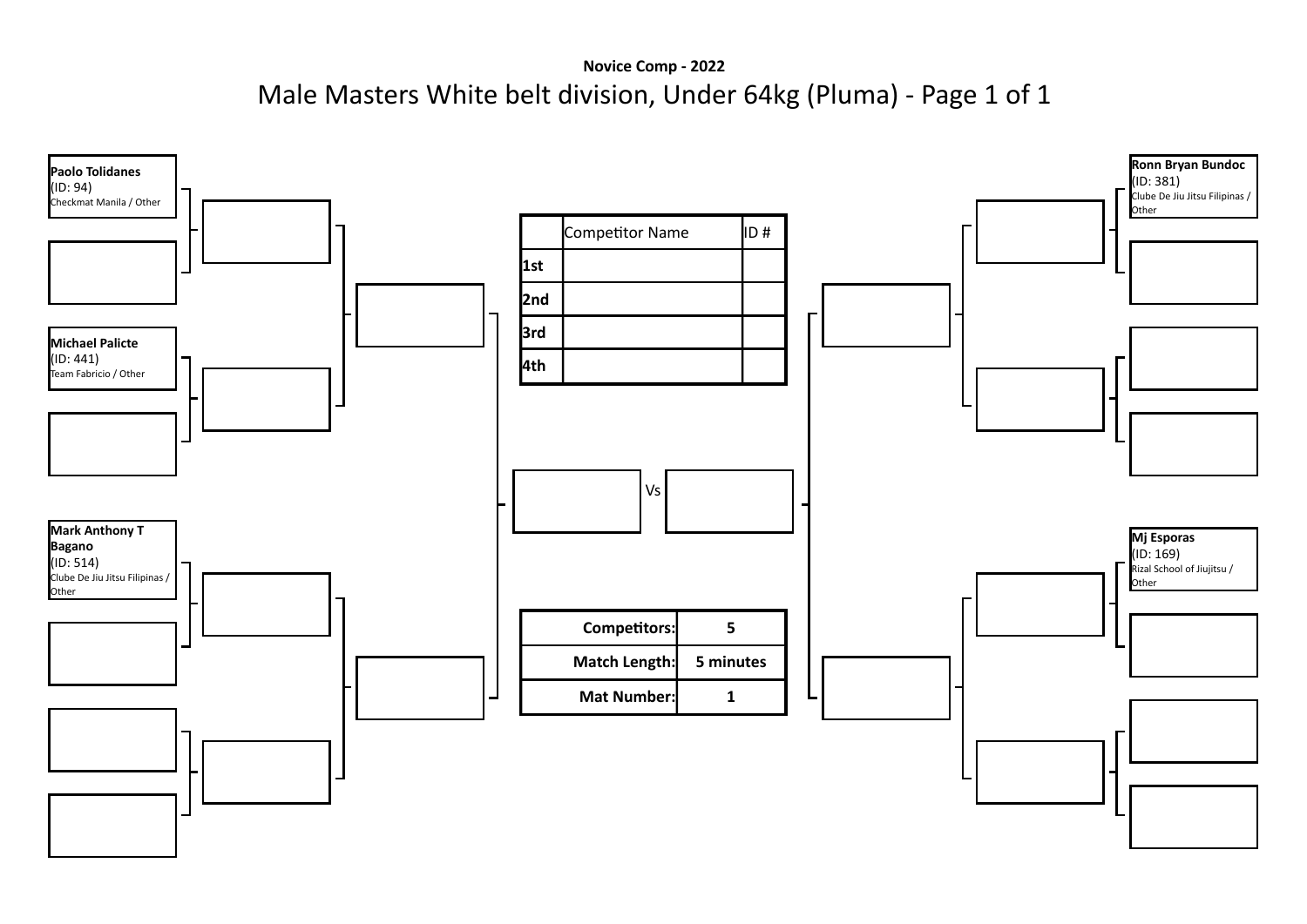**Novice Comp - 2022**

# Male Masters White belt division, Under 64kg (Pluma) - Page 1 of 1

**Paolo Tolidanes**
(ID: 94)
Checkmat Manila / Other

**Michael Palicte**
(ID: 441)
Team Fabricio / Other

**Mark Anthony T Bagano**
(ID: 514)
Clube De Jiu Jitsu Filipinas / Other

**Ronn Bryan Bundoc**
(ID: 381)
Clube De Jiu Jitsu Filipinas / Other

**Mj Esporas**
(ID: 169)
Rizal School of Jiujitsu / Other

| | Competitor Name | ID # |
|---|---|---|
| **1st** | | |
| **2nd** | | |
| **3rd** | | |
| **4th** | | |

Vs

| | |
|---|---|
| **Competitors:** | **5** |
| **Match Length:** | **5 minutes** |
| **Mat Number:** | **1** |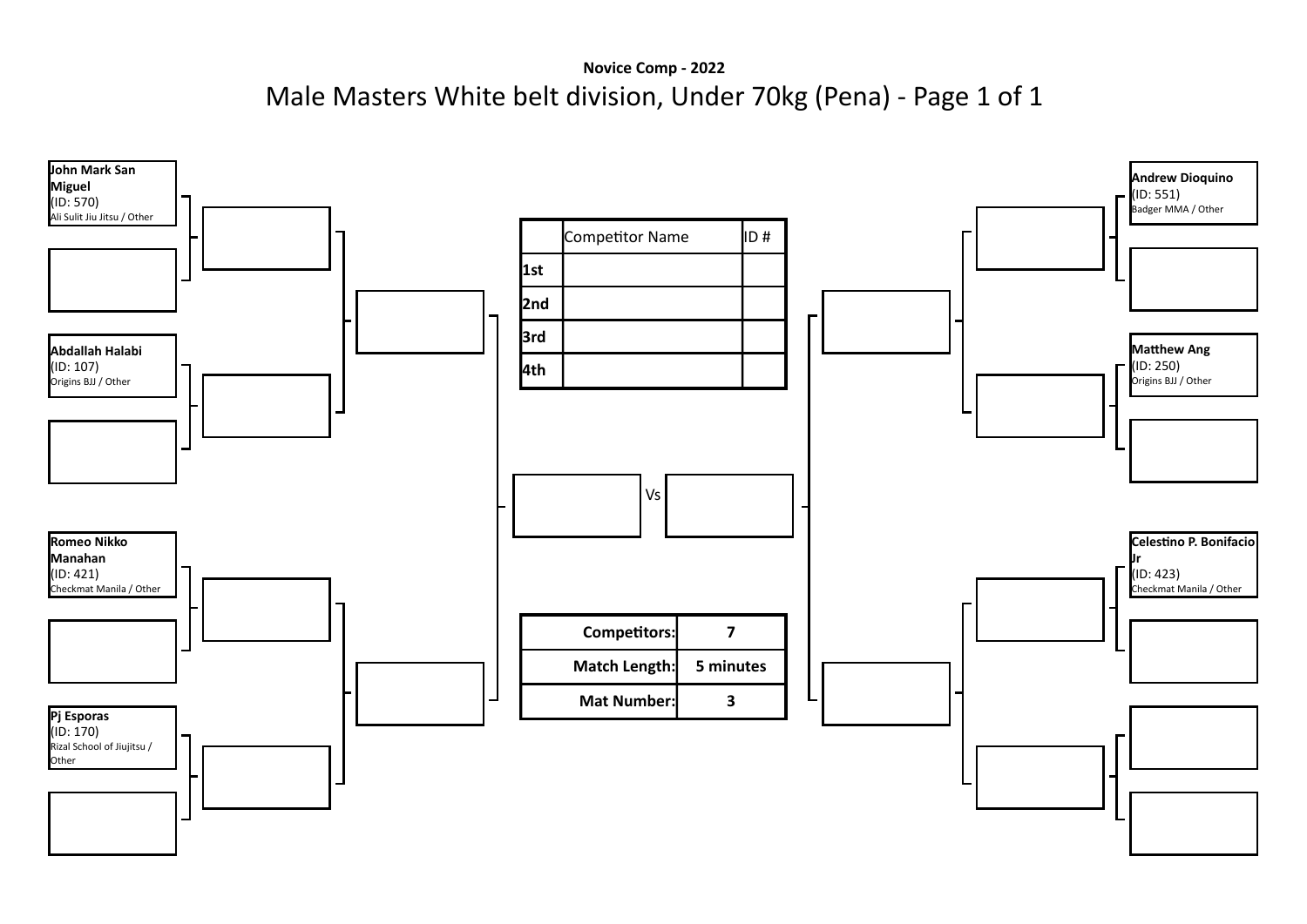**Novice Comp - 2022**

# Male Masters White belt division, Under 70kg (Pena) - Page 1 of 1

**John Mark San Miguel**
(ID: 570)
Ali Sulit Jiu Jitsu / Other

**Abdallah Halabi**
(ID: 107)
Origins BJJ / Other

**Romeo Nikko Manahan**
(ID: 421)
Checkmat Manila / Other

**Pj Esporas**
(ID: 170)
Rizal School of Jiujitsu / Other

**Andrew Dioquino**
(ID: 551)
Badger MMA / Other

**Matthew Ang**
(ID: 250)
Origins BJJ / Other

**Celestino P. Bonifacio Jr**
(ID: 423)
Checkmat Manila / Other

| | Competitor Name | ID # |
|---|---|---|
| 1st | | |
| 2nd | | |
| 3rd | | |
| 4th | | |

Vs

| | |
|---|---|
| Competitors: | 7 |
| Match Length: | 5 minutes |
| Mat Number: | 3 |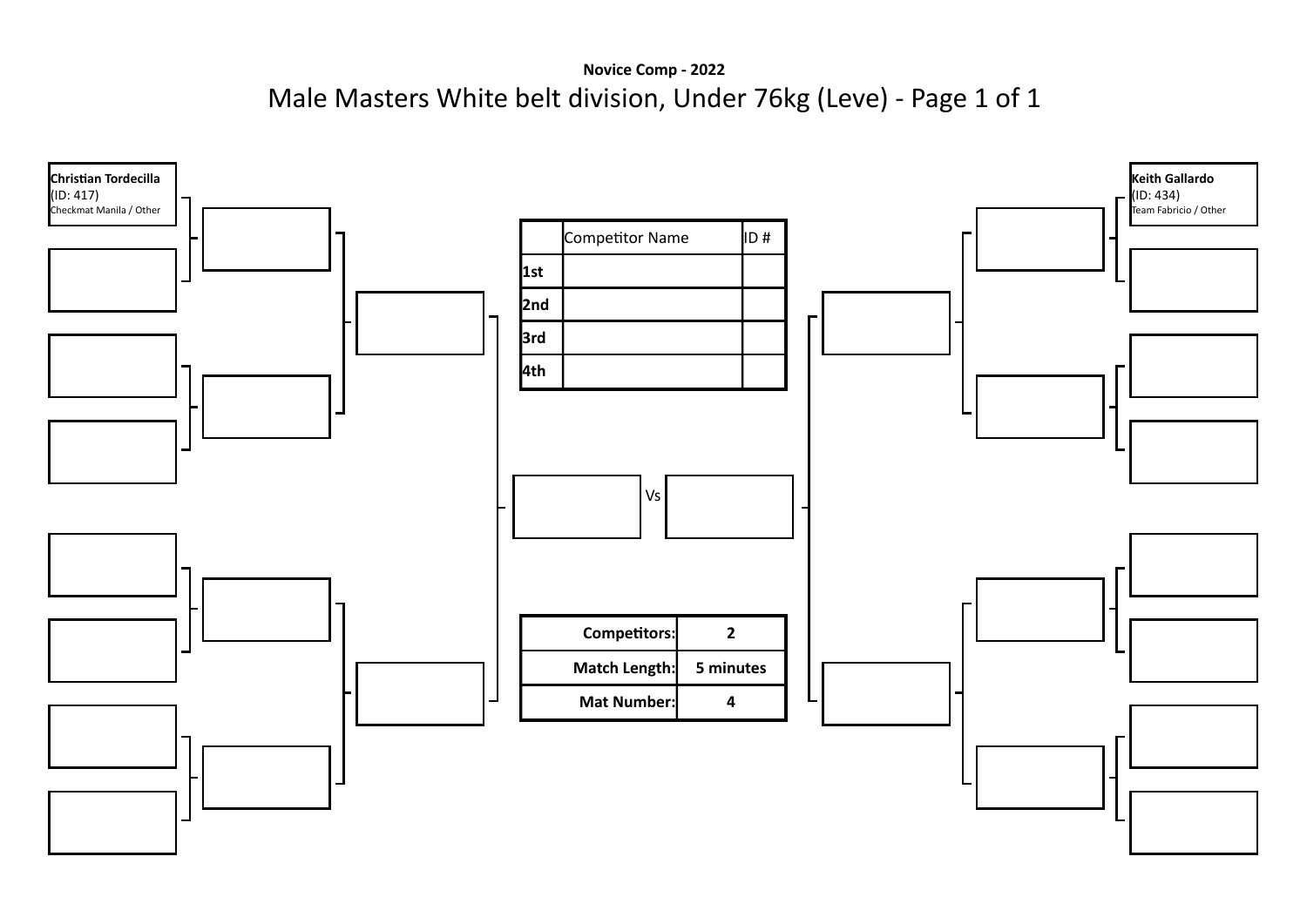**Novice Comp - 2022**

# Male Masters White belt division, Under 76kg (Leve) - Page 1 of 1

**Christian Tordecilla**
(ID: 417)
Checkmat Manila / Other

**Keith Gallardo**
(ID: 434)
Team Fabricio / Other

| | Competitor Name | ID # |
|---|---|---|
| **1st** | | |
| **2nd** | | |
| **3rd** | | |
| **4th** | | |

Vs

| | |
|---|---|
| **Competitors:** | **2** |
| **Match Length:** | **5 minutes** |
| **Mat Number:** | **4** |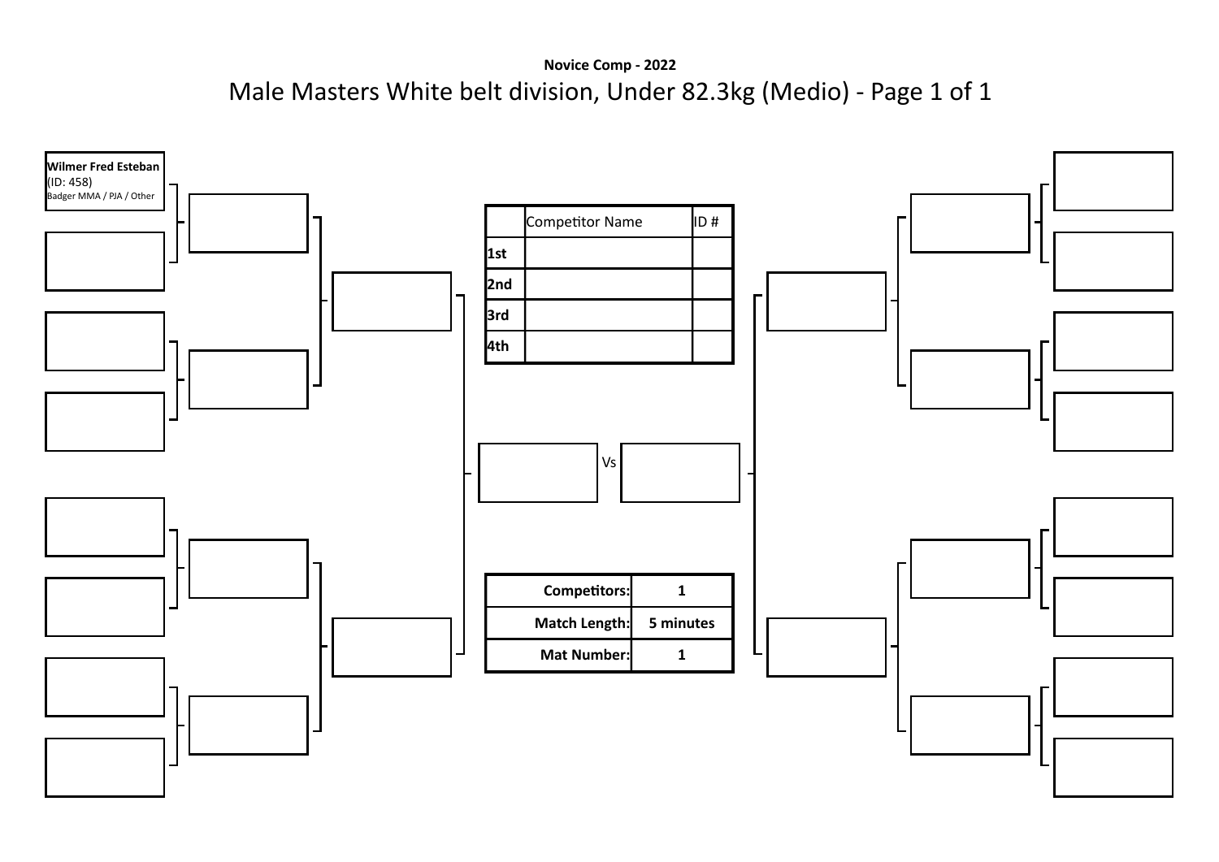**Novice Comp - 2022**

# Male Masters White belt division, Under 82.3kg (Medio) - Page 1 of 1

**Wilmer Fred Esteban**
(ID: 458)
Badger MMA / PJA / Other

| | Competitor Name | ID # |
|---|---|---|
| **1st** | | |
| **2nd** | | |
| **3rd** | | |
| **4th** | | |

Vs

| | |
|---|---|
| **Competitors:** | **1** |
| **Match Length:** | **5 minutes** |
| **Mat Number:** | **1** |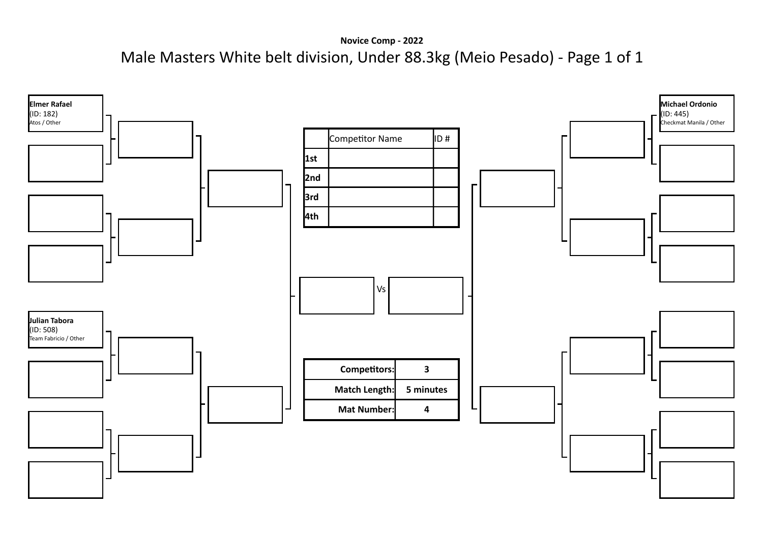**Novice Comp - 2022**

# Male Masters White belt division, Under 88.3kg (Meio Pesado) - Page 1 of 1

**Elmer Rafael**
(ID: 182)
Atos / Other

**Julian Tabora**
(ID: 508)
Team Fabricio / Other

**Michael Ordonio**
(ID: 445)
Checkmat Manila / Other

Vs

| | Competitor Name | ID # |
|---|---|---|
| **1st** | | |
| **2nd** | | |
| **3rd** | | |
| **4th** | | |

| | |
|---|---|
| **Competitors:** | **3** |
| **Match Length:** | **5 minutes** |
| **Mat Number:** | **4** |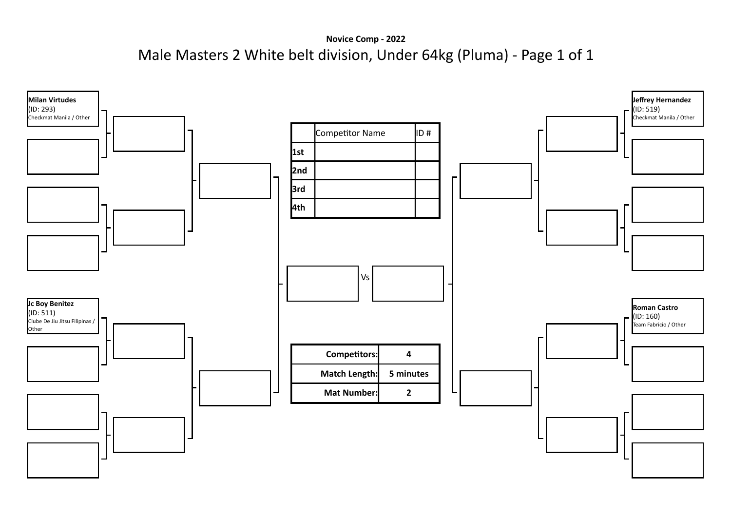**Novice Comp - 2022**

# Male Masters 2 White belt division, Under 64kg (Pluma) - Page 1 of 1

**Milan Virtudes**
(ID: 293)
Checkmat Manila / Other

**Jc Boy Benitez**
(ID: 511)
Clube De Jiu Jitsu Filipinas / Other

**Jeffrey Hernandez**
(ID: 519)
Checkmat Manila / Other

**Roman Castro**
(ID: 160)
Team Fabricio / Other

| | Competitor Name | ID # |
|---|---|---|
| **1st** | | |
| **2nd** | | |
| **3rd** | | |
| **4th** | | |

Vs

| | |
|---|---|
| **Competitors:** | **4** |
| **Match Length:** | **5 minutes** |
| **Mat Number:** | **2** |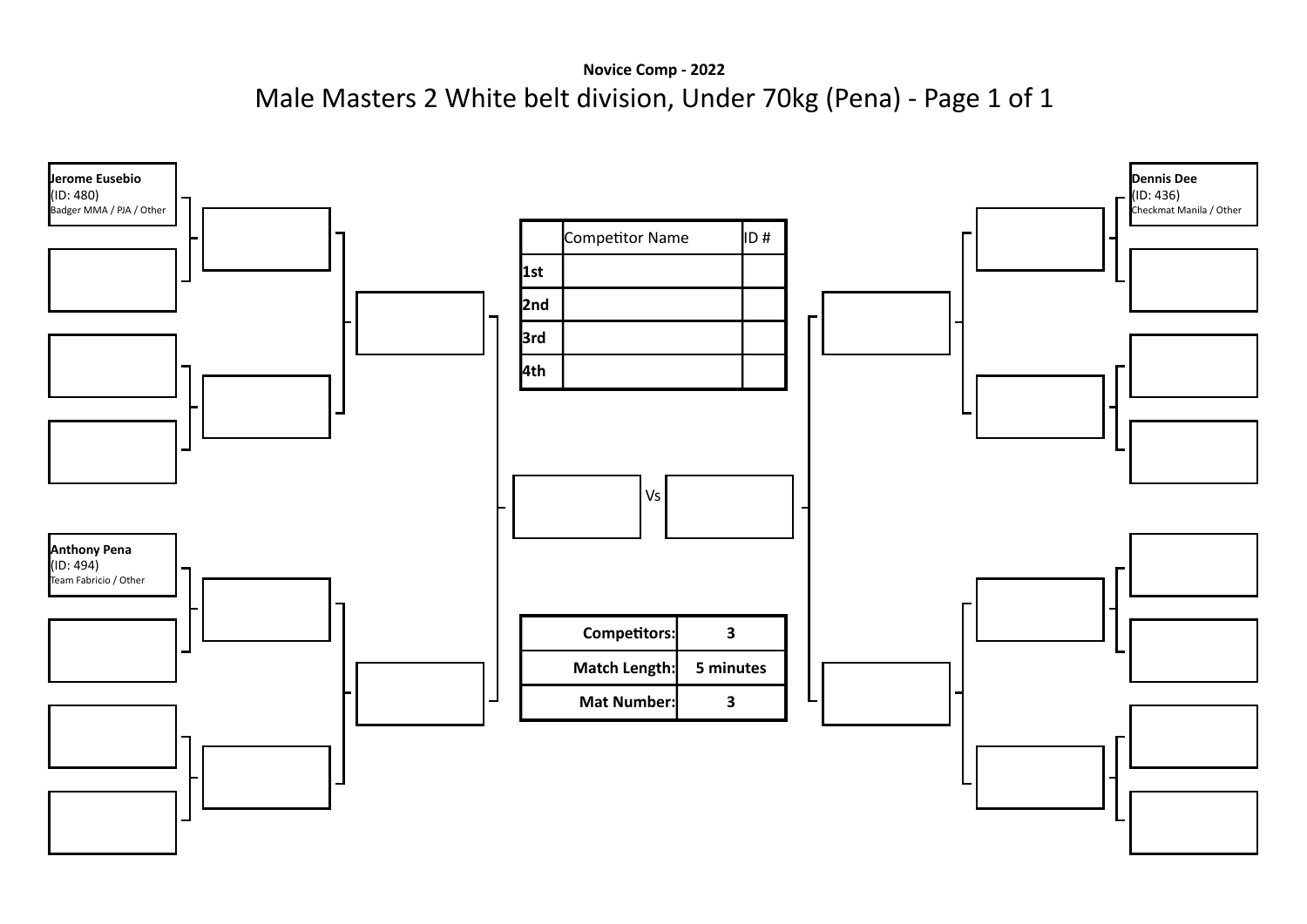**Novice Comp - 2022**

# Male Masters 2 White belt division, Under 70kg (Pena) - Page 1 of 1

**Jerome Eusebio**
(ID: 480)
Badger MMA / PJA / Other

**Anthony Pena**
(ID: 494)
Team Fabricio / Other

**Dennis Dee**
(ID: 436)
Checkmat Manila / Other

| | Competitor Name | ID # |
|---|---|---|
| **1st** | | |
| **2nd** | | |
| **3rd** | | |
| **4th** | | |

Vs

| | |
|---|---|
| **Competitors:** | **3** |
| **Match Length:** | **5 minutes** |
| **Mat Number:** | **3** |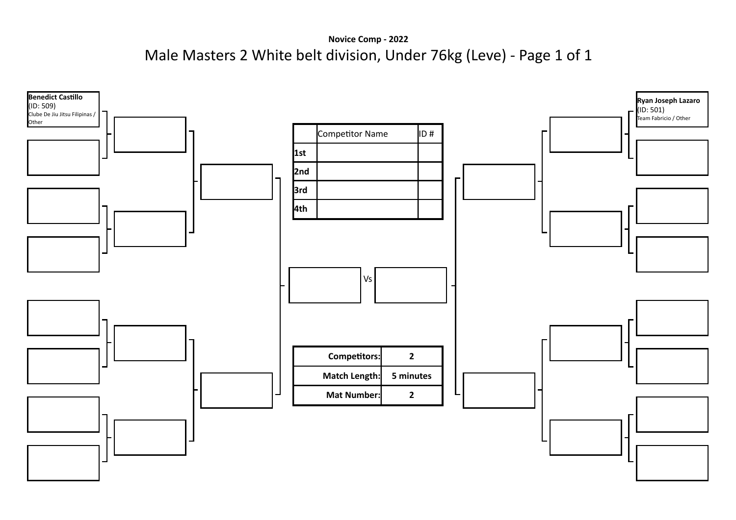**Novice Comp - 2022**

# Male Masters 2 White belt division, Under 76kg (Leve) - Page 1 of 1

**Benedict Castillo**
(ID: 509)
Clube De Jiu Jitsu Filipinas / Other

**Ryan Joseph Lazaro**
(ID: 501)
Team Fabricio / Other

| | Competitor Name | ID # |
|---|---|---|
| 1st | | |
| 2nd | | |
| 3rd | | |
| 4th | | |

Vs

| | |
|---|---|
| Competitors: | 2 |
| Match Length: | 5 minutes |
| Mat Number: | 2 |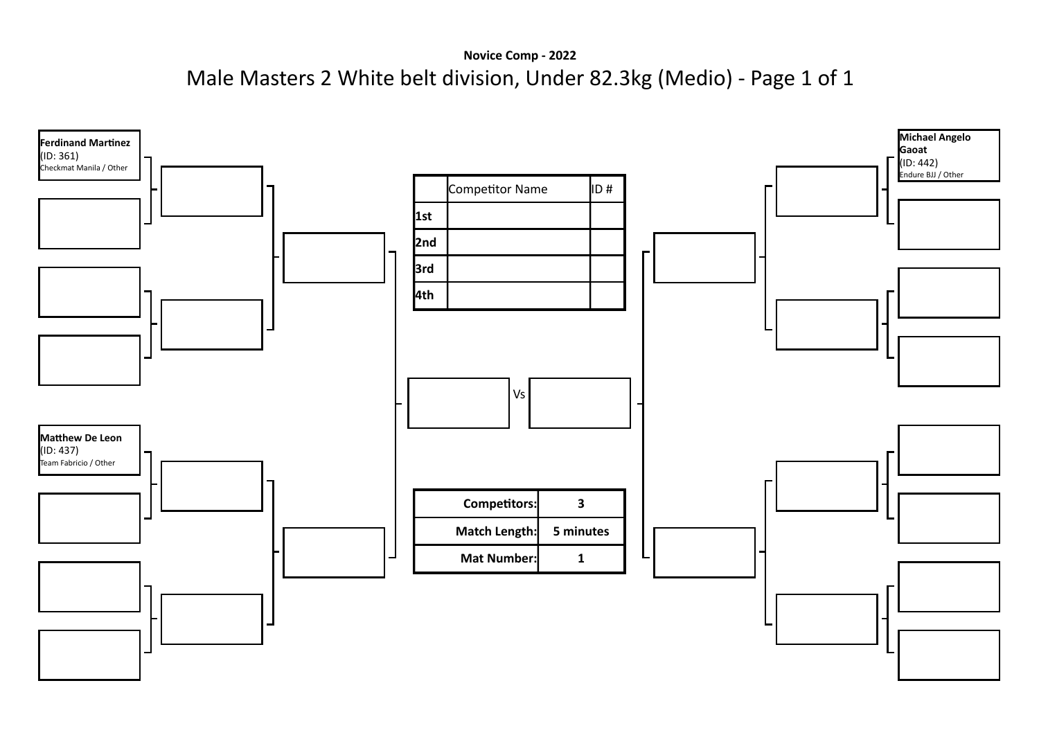**Novice Comp - 2022**

# Male Masters 2 White belt division, Under 82.3kg (Medio) - Page 1 of 1

**Ferdinand Martinez**
(ID: 361)
Checkmat Manila / Other

**Matthew De Leon**
(ID: 437)
Team Fabricio / Other

**Michael Angelo Gaoat**
(ID: 442)
Endure BJJ / Other

| | Competitor Name | ID # |
|---|---|---|
| **1st** | | |
| **2nd** | | |
| **3rd** | | |
| **4th** | | |

Vs

| | |
|---|---|
| **Competitors:** | **3** |
| **Match Length:** | **5 minutes** |
| **Mat Number:** | **1** |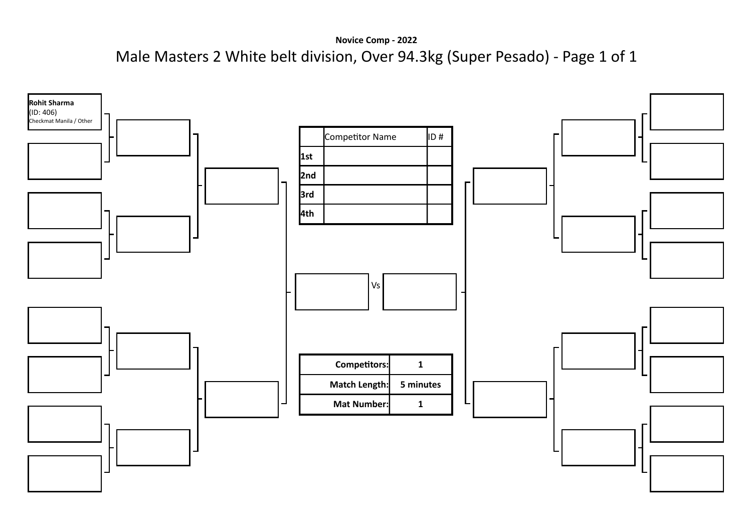**Novice Comp - 2022**

# Male Masters 2 White belt division, Over 94.3kg (Super Pesado) - Page 1 of 1

**Rohit Sharma**
(ID: 406)
Checkmat Manila / Other

| | Competitor Name | ID # |
|---|---|---|
| **1st** | | |
| **2nd** | | |
| **3rd** | | |
| **4th** | | |

Vs

| | |
|---|---|
| **Competitors:** | **1** |
| **Match Length:** | **5 minutes** |
| **Mat Number:** | **1** |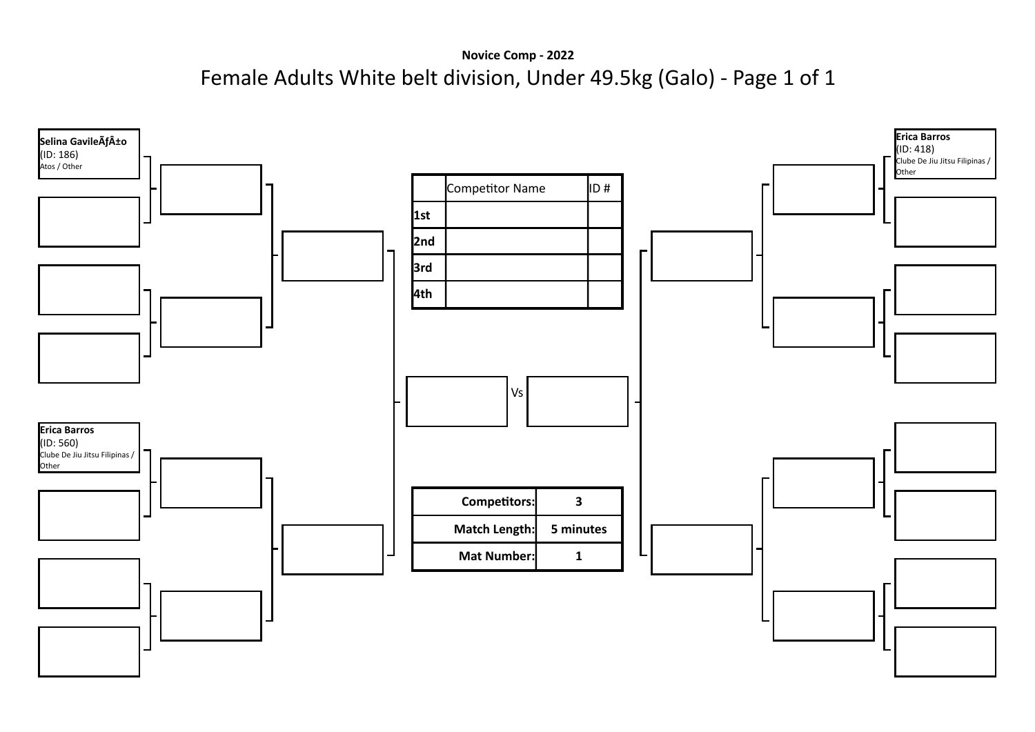**Novice Comp - 2022**

# Female Adults White belt division, Under 49.5kg (Galo) - Page 1 of 1

**Selina GavileÃƒÂ±o**
(ID: 186)
Atos / Other

**Erica Barros**
(ID: 560)
Clube De Jiu Jitsu Filipinas / Other

**Erica Barros**
(ID: 418)
Clube De Jiu Jitsu Filipinas / Other

| | Competitor Name | ID # |
|---|---|---|
| 1st | | |
| 2nd | | |
| 3rd | | |
| 4th | | |

Vs

| | |
|---|---|
| **Competitors:** | **3** |
| **Match Length:** | **5 minutes** |
| **Mat Number:** | **1** |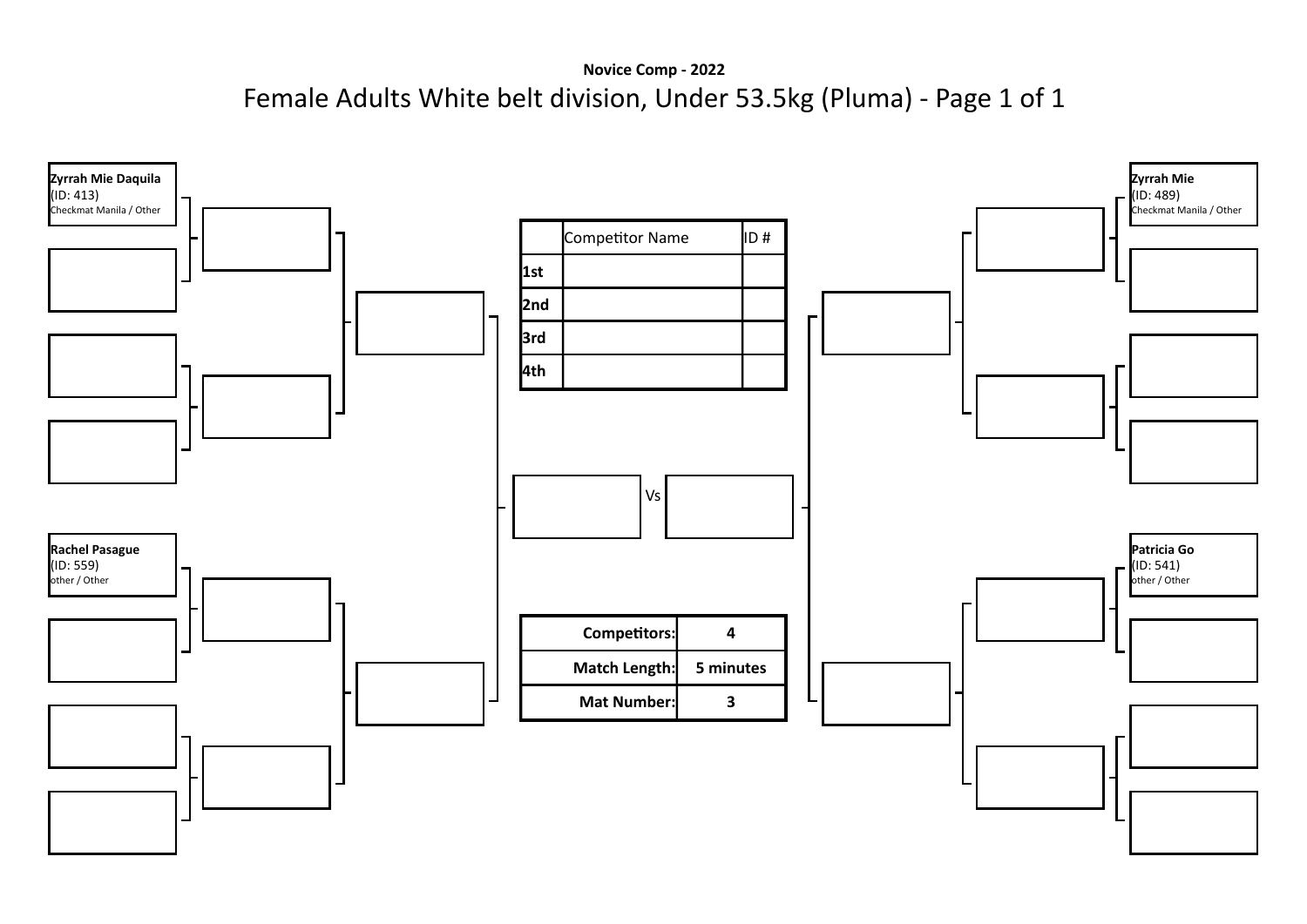**Novice Comp - 2022**

# Female Adults White belt division, Under 53.5kg (Pluma) - Page 1 of 1

**Zyrrah Mie Daquila**
(ID: 413)
Checkmat Manila / Other

**Rachel Pasague**
(ID: 559)
other / Other

**Zyrrah Mie**
(ID: 489)
Checkmat Manila / Other

**Patricia Go**
(ID: 541)
other / Other

| | Competitor Name | ID # |
|---|---|---|
| **1st** | | |
| **2nd** | | |
| **3rd** | | |
| **4th** | | |

Vs

| | |
|---|---|
| **Competitors:** | **4** |
| **Match Length:** | **5 minutes** |
| **Mat Number:** | **3** |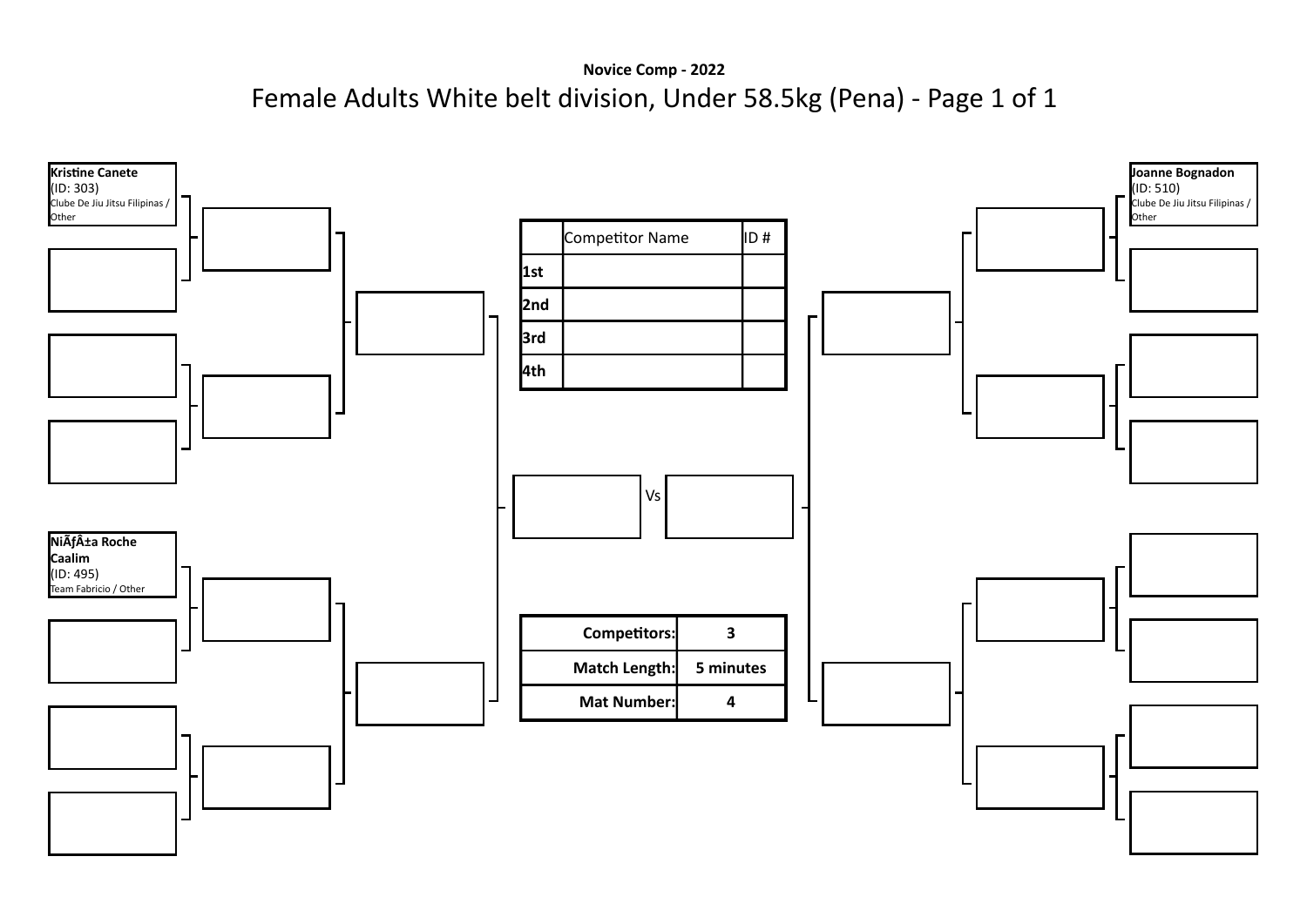**Novice Comp - 2022**

# Female Adults White belt division, Under 58.5kg (Pena) - Page 1 of 1

**Kristine Canete**
(ID: 303)
Clube De Jiu Jitsu Filipinas / Other

**NiÃƒÂ±a Roche Caalim**
(ID: 495)
Team Fabricio / Other

**Joanne Bognadon**
(ID: 510)
Clube De Jiu Jitsu Filipinas / Other

| | Competitor Name | ID # |
|---|---|---|
| 1st | | |
| 2nd | | |
| 3rd | | |
| 4th | | |

Vs

| | |
|---|---|
| Competitors: | 3 |
| Match Length: | 5 minutes |
| Mat Number: | 4 |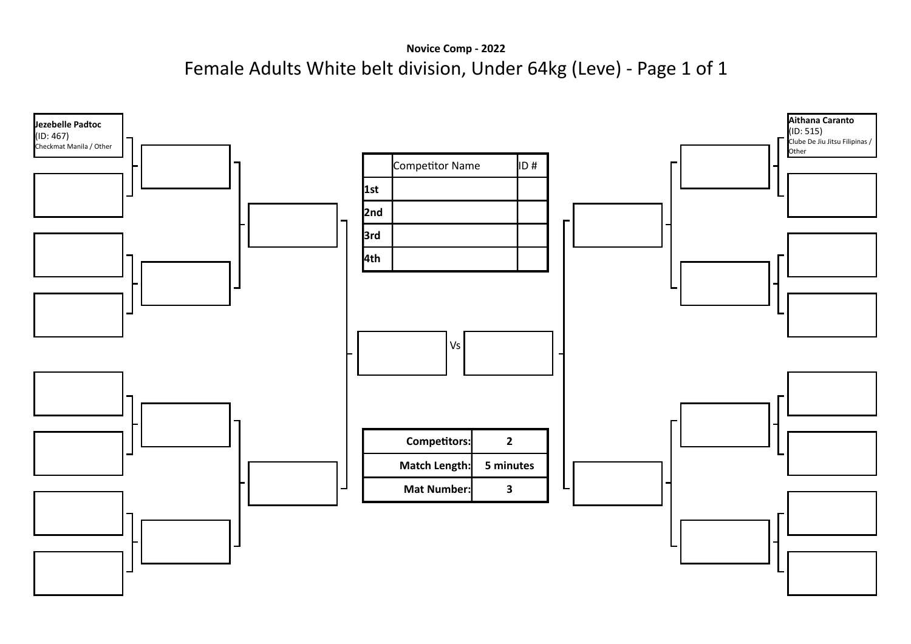**Novice Comp - 2022**

# Female Adults White belt division, Under 64kg (Leve) - Page 1 of 1

**Jezebelle Padtoc**
(ID: 467)
Checkmat Manila / Other

**Aithana Caranto**
(ID: 515)
Clube De Jiu Jitsu Filipinas / Other

| | Competitor Name | ID # |
|---|---|---|
| 1st | | |
| 2nd | | |
| 3rd | | |
| 4th | | |

Vs

| | |
|---|---|
| **Competitors:** | **2** |
| **Match Length:** | **5 minutes** |
| **Mat Number:** | **3** |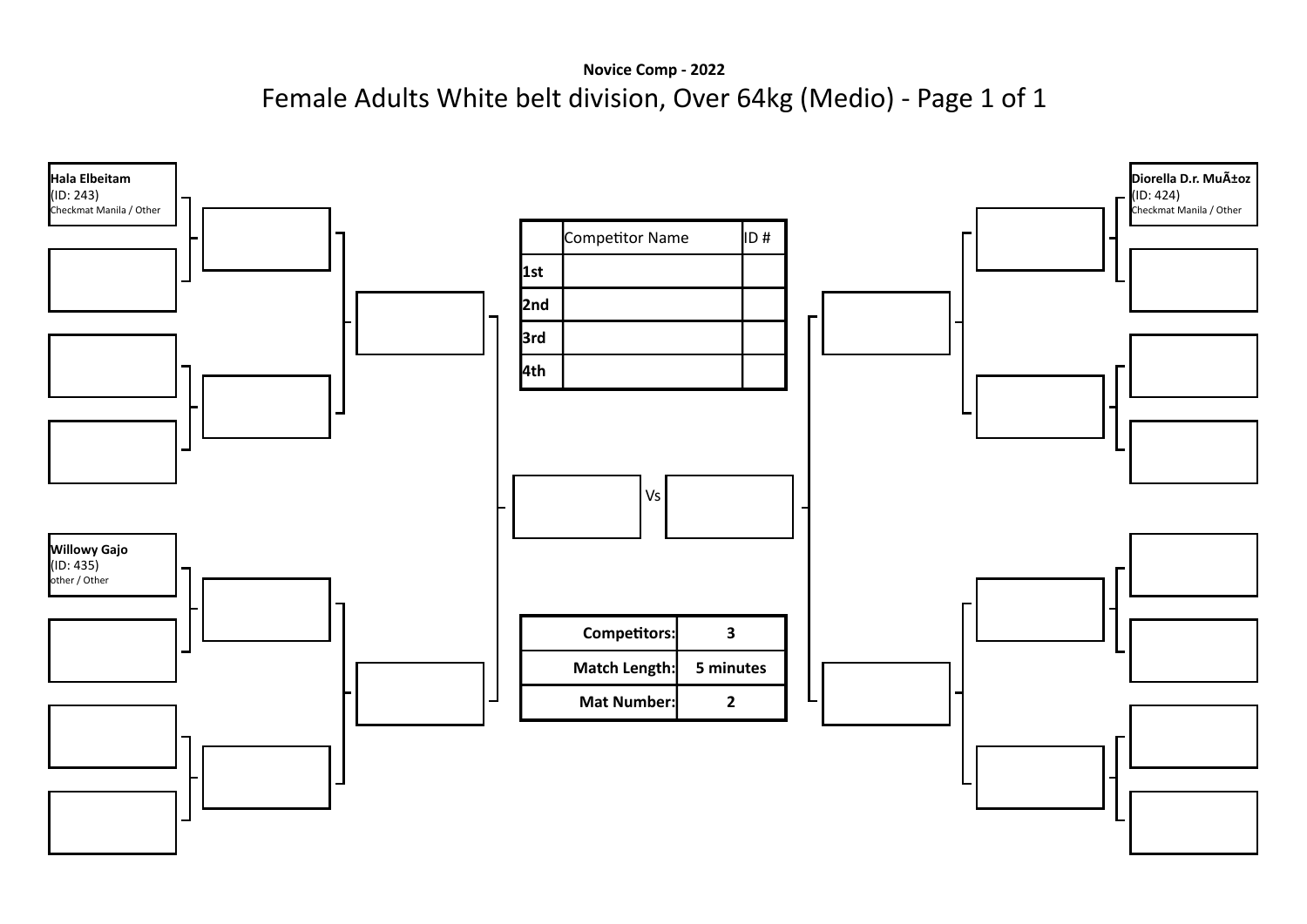**Novice Comp - 2022**

# Female Adults White belt division, Over 64kg (Medio) - Page 1 of 1

**Hala Elbeitam**
(ID: 243)
Checkmat Manila / Other

**Willowy Gajo**
(ID: 435)
other / Other

**Diorella D.r. MuÃ±oz**
(ID: 424)
Checkmat Manila / Other

| | Competitor Name | ID # |
|---|---|---|
| 1st | | |
| 2nd | | |
| 3rd | | |
| 4th | | |

Vs

| | |
|---|---|
| **Competitors:** | **3** |
| **Match Length:** | **5 minutes** |
| **Mat Number:** | **2** |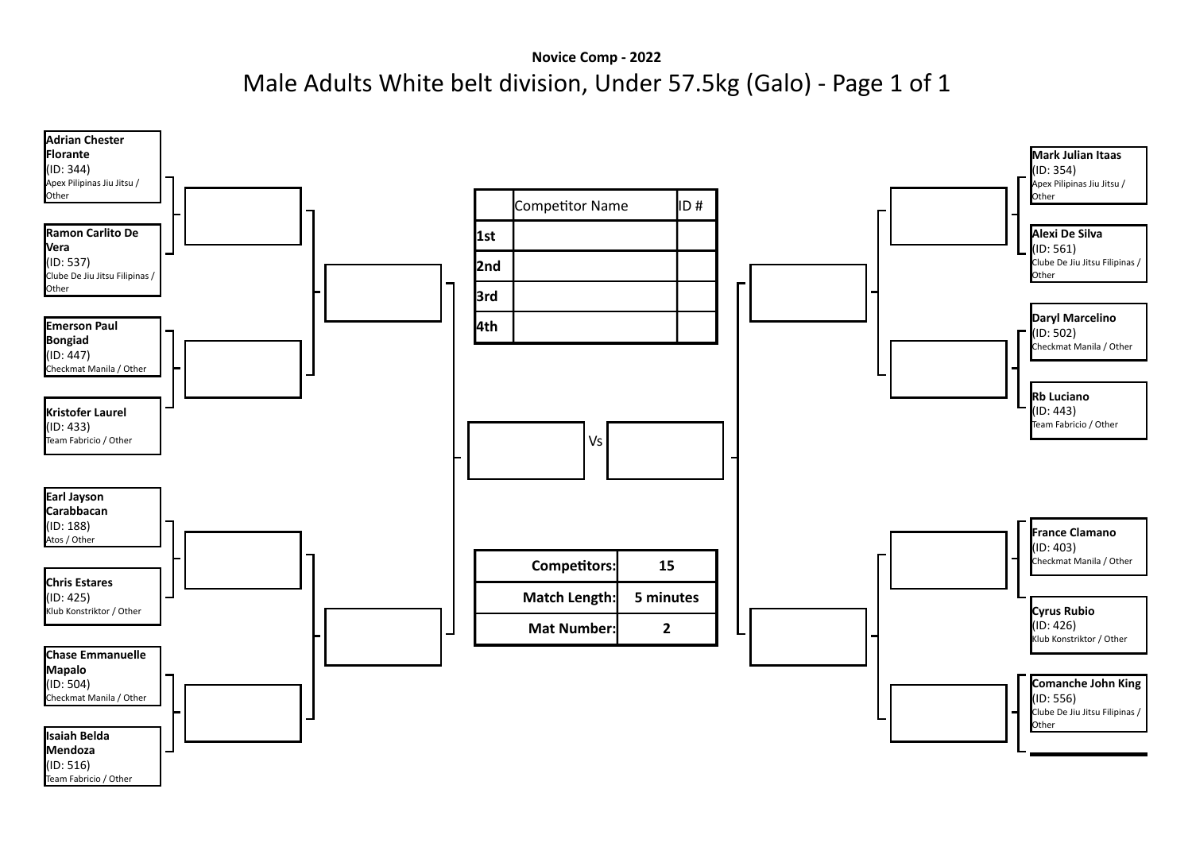**Novice Comp - 2022**

# Male Adults White belt division, Under 57.5kg (Galo) - Page 1 of 1

**Adrian Chester Florante**
(ID: 344)
Apex Pilipinas Jiu Jitsu / Other

**Ramon Carlito De Vera**
(ID: 537)
Clube De Jiu Jitsu Filipinas / Other

**Emerson Paul Bongiad**
(ID: 447)
Checkmat Manila / Other

**Kristofer Laurel**
(ID: 433)
Team Fabricio / Other

**Earl Jayson Carabbacan**
(ID: 188)
Atos / Other

**Chris Estares**
(ID: 425)
Klub Konstriktor / Other

**Chase Emmanuelle Mapalo**
(ID: 504)
Checkmat Manila / Other

**Isaiah Belda Mendoza**
(ID: 516)
Team Fabricio / Other

**Mark Julian Itaas**
(ID: 354)
Apex Pilipinas Jiu Jitsu / Other

**Alexi De Silva**
(ID: 561)
Clube De Jiu Jitsu Filipinas / Other

**Daryl Marcelino**
(ID: 502)
Checkmat Manila / Other

**Rb Luciano**
(ID: 443)
Team Fabricio / Other

**France Clamano**
(ID: 403)
Checkmat Manila / Other

**Cyrus Rubio**
(ID: 426)
Klub Konstriktor / Other

**Comanche John King**
(ID: 556)
Clube De Jiu Jitsu Filipinas / Other

| | Competitor Name | ID # |
|---|---|---|
| 1st | | |
| 2nd | | |
| 3rd | | |
| 4th | | |

Vs

| | |
|---|---|
| Competitors: | 15 |
| Match Length: | 5 minutes |
| Mat Number: | 2 |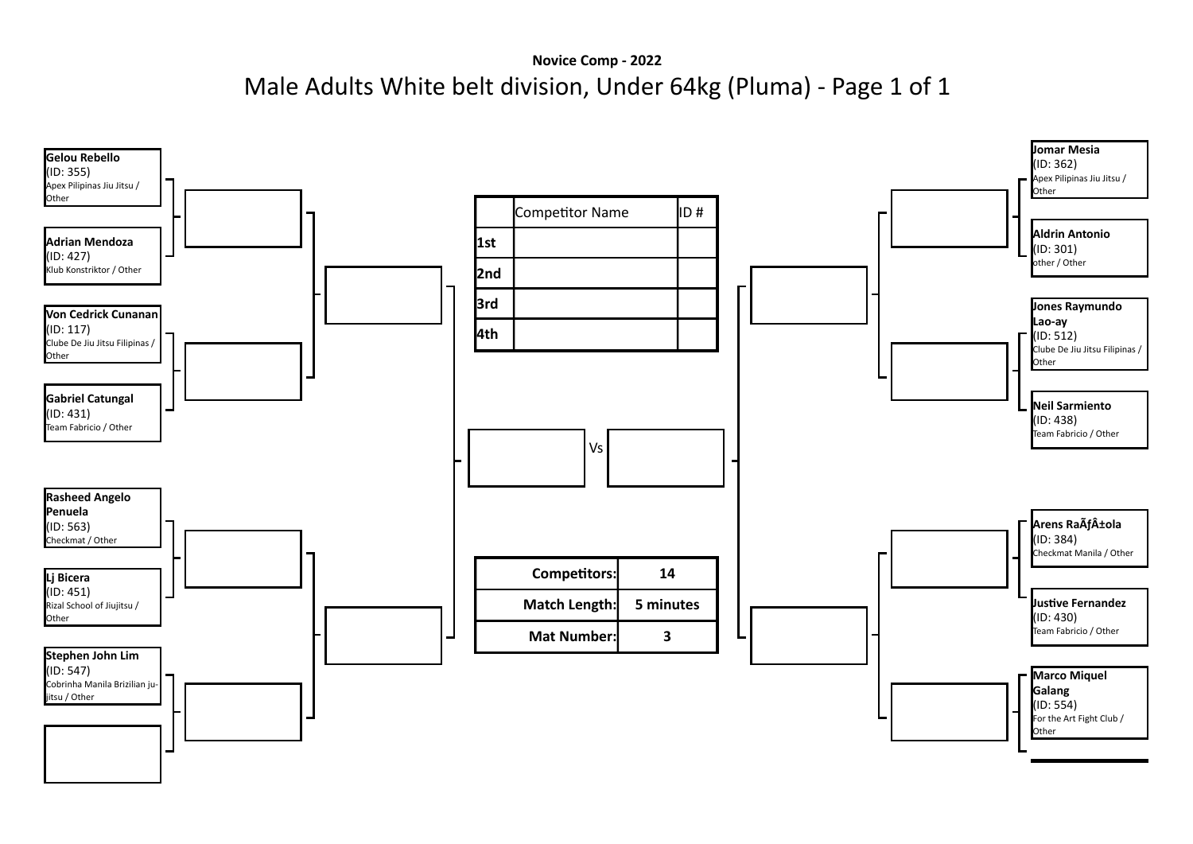**Novice Comp - 2022**

# Male Adults White belt division, Under 64kg (Pluma) - Page 1 of 1

**Gelou Rebello**
(ID: 355)
Apex Pilipinas Jiu Jitsu / Other

**Adrian Mendoza**
(ID: 427)
Klub Konstriktor / Other

**Von Cedrick Cunanan**
(ID: 117)
Clube De Jiu Jitsu Filipinas / Other

**Gabriel Catungal**
(ID: 431)
Team Fabricio / Other

**Rasheed Angelo Penuela**
(ID: 563)
Checkmat / Other

**Lj Bicera**
(ID: 451)
Rizal School of Jiujitsu / Other

**Stephen John Lim**
(ID: 547)
Cobrinha Manila Brizilian ju-jitsu / Other

**Jomar Mesia**
(ID: 362)
Apex Pilipinas Jiu Jitsu / Other

**Aldrin Antonio**
(ID: 301)
other / Other

**Jones Raymundo Lao-ay**
(ID: 512)
Clube De Jiu Jitsu Filipinas / Other

**Neil Sarmiento**
(ID: 438)
Team Fabricio / Other

**Arens RaÃƒÂ±ola**
(ID: 384)
Checkmat Manila / Other

**Justive Fernandez**
(ID: 430)
Team Fabricio / Other

**Marco Miquel Galang**
(ID: 554)
For the Art Fight Club / Other

| | Competitor Name | ID # |
|---|---|---|
| 1st | | |
| 2nd | | |
| 3rd | | |
| 4th | | |

Vs

| | |
|---|---|
| **Competitors:** | **14** |
| **Match Length:** | **5 minutes** |
| **Mat Number:** | **3** |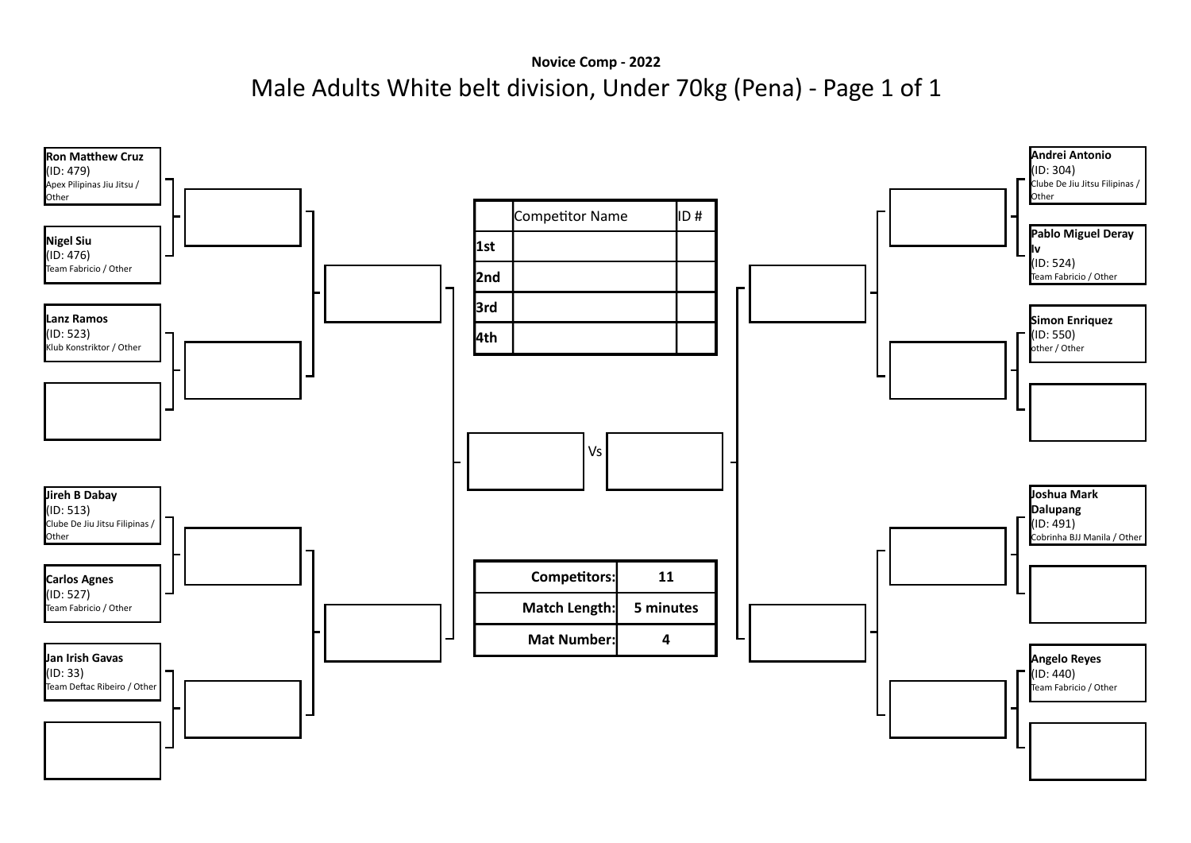**Novice Comp - 2022**

# Male Adults White belt division, Under 70kg (Pena) - Page 1 of 1

**Ron Matthew Cruz**
(ID: 479)
Apex Pilipinas Jiu Jitsu / Other

**Nigel Siu**
(ID: 476)
Team Fabricio / Other

**Lanz Ramos**
(ID: 523)
Klub Konstriktor / Other

**Jireh B Dabay**
(ID: 513)
Clube De Jiu Jitsu Filipinas / Other

**Carlos Agnes**
(ID: 527)
Team Fabricio / Other

**Jan Irish Gavas**
(ID: 33)
Team Deftac Ribeiro / Other

**Andrei Antonio**
(ID: 304)
Clube De Jiu Jitsu Filipinas / Other

**Pablo Miguel Deray Iv**
(ID: 524)
Team Fabricio / Other

**Simon Enriquez**
(ID: 550)
other / Other

**Joshua Mark Dalupang**
(ID: 491)
Cobrinha BJJ Manila / Other

**Angelo Reyes**
(ID: 440)
Team Fabricio / Other

| | Competitor Name | ID # |
|---|---|---|
| 1st | | |
| 2nd | | |
| 3rd | | |
| 4th | | |

Vs

| | |
|---|---|
| **Competitors:** | **11** |
| **Match Length:** | **5 minutes** |
| **Mat Number:** | **4** |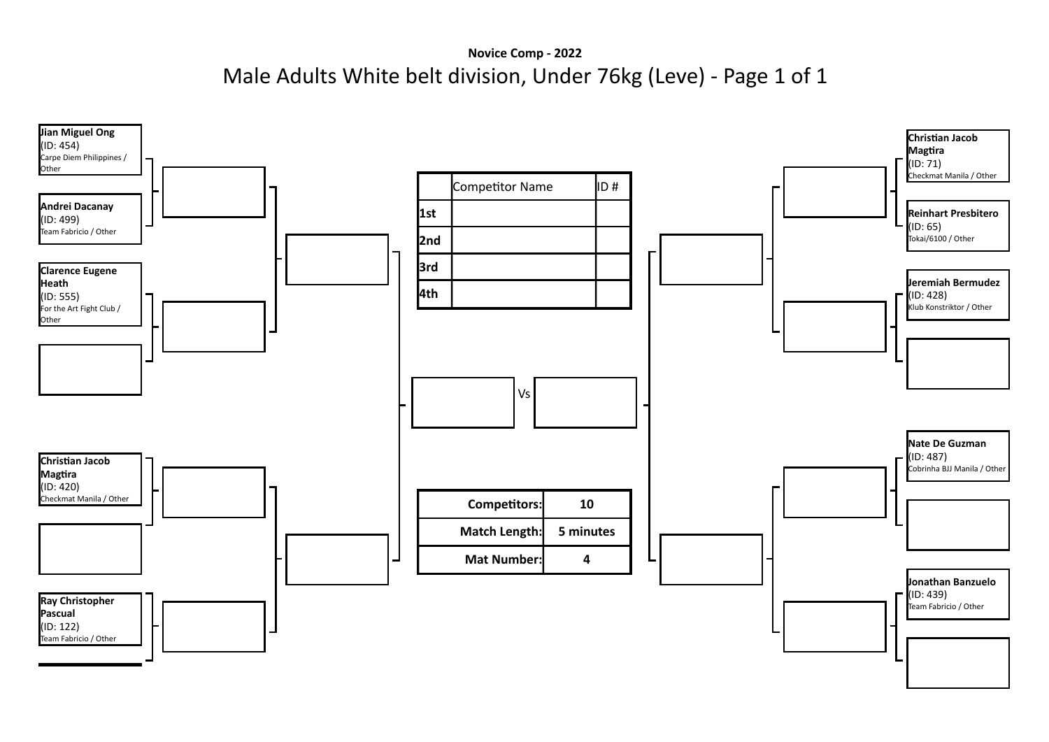**Novice Comp - 2022**

# Male Adults White belt division, Under 76kg (Leve) - Page 1 of 1

**Jian Miguel Ong**
(ID: 454)
Carpe Diem Philippines / Other

**Andrei Dacanay**
(ID: 499)
Team Fabricio / Other

**Clarence Eugene Heath**
(ID: 555)
For the Art Fight Club / Other

**Christian Jacob Magtira**
(ID: 420)
Checkmat Manila / Other

**Ray Christopher Pascual**
(ID: 122)
Team Fabricio / Other

**Christian Jacob Magtira**
(ID: 71)
Checkmat Manila / Other

**Reinhart Presbitero**
(ID: 65)
Tokai/6100 / Other

**Jeremiah Bermudez**
(ID: 428)
Klub Konstriktor / Other

**Nate De Guzman**
(ID: 487)
Cobrinha BJJ Manila / Other

**Jonathan Banzuelo**
(ID: 439)
Team Fabricio / Other

| | Competitor Name | ID # |
|---|---|---|
| **1st** | | |
| **2nd** | | |
| **3rd** | | |
| **4th** | | |

Vs

| | |
|---|---|
| **Competitors:** | **10** |
| **Match Length:** | **5 minutes** |
| **Mat Number:** | **4** |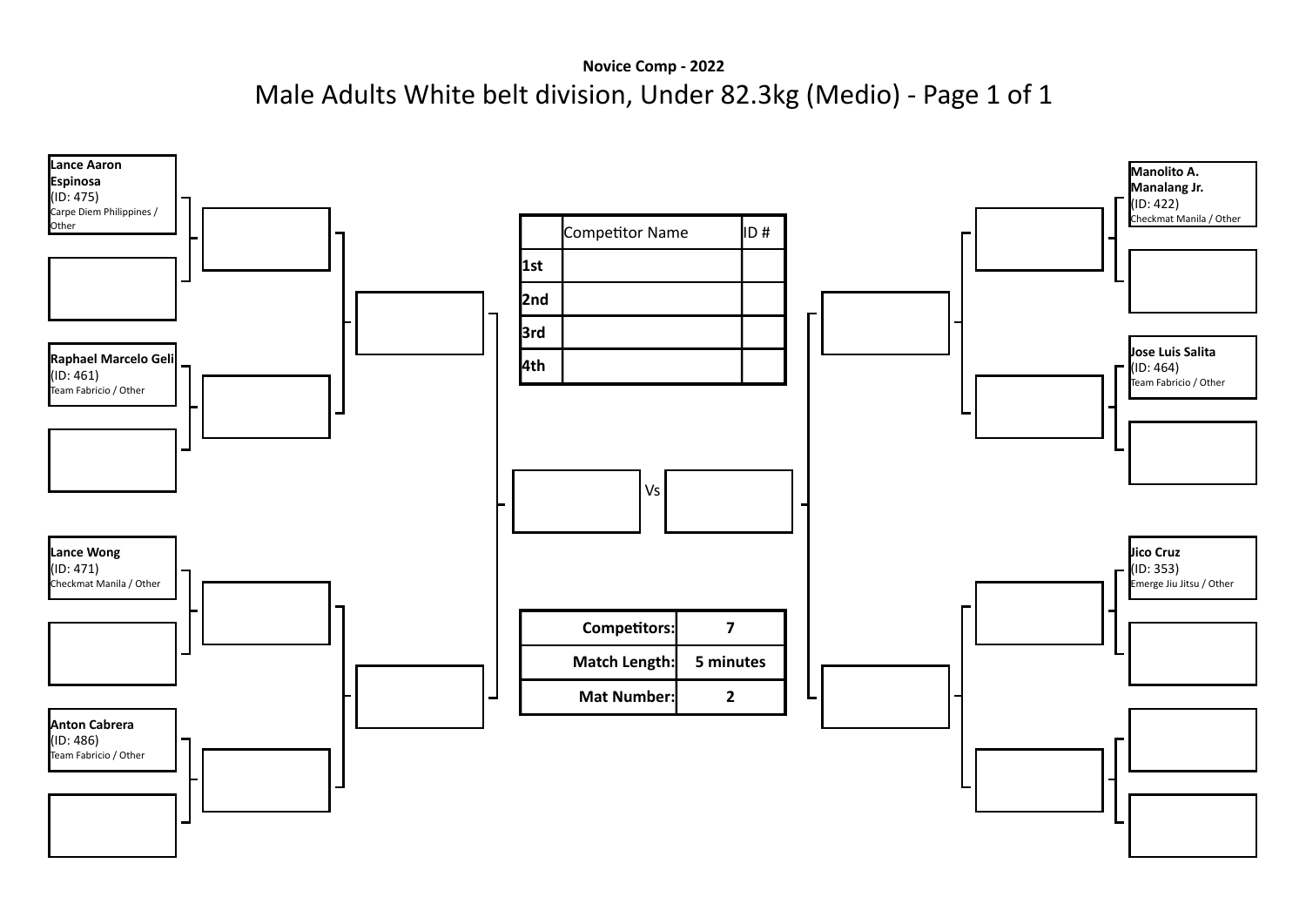**Novice Comp - 2022**

# Male Adults White belt division, Under 82.3kg (Medio) - Page 1 of 1

**Lance Aaron Espinosa**
(ID: 475)
Carpe Diem Philippines / Other

**Raphael Marcelo Geli**
(ID: 461)
Team Fabricio / Other

**Lance Wong**
(ID: 471)
Checkmat Manila / Other

**Anton Cabrera**
(ID: 486)
Team Fabricio / Other

**Manolito A. Manalang Jr.**
(ID: 422)
Checkmat Manila / Other

**Jose Luis Salita**
(ID: 464)
Team Fabricio / Other

**Jico Cruz**
(ID: 353)
Emerge Jiu Jitsu / Other

| | Competitor Name | ID # |
|---|---|---|
| 1st | | |
| 2nd | | |
| 3rd | | |
| 4th | | |

Vs

| | |
|---|---|
| **Competitors:** | **7** |
| **Match Length:** | **5 minutes** |
| **Mat Number:** | **2** |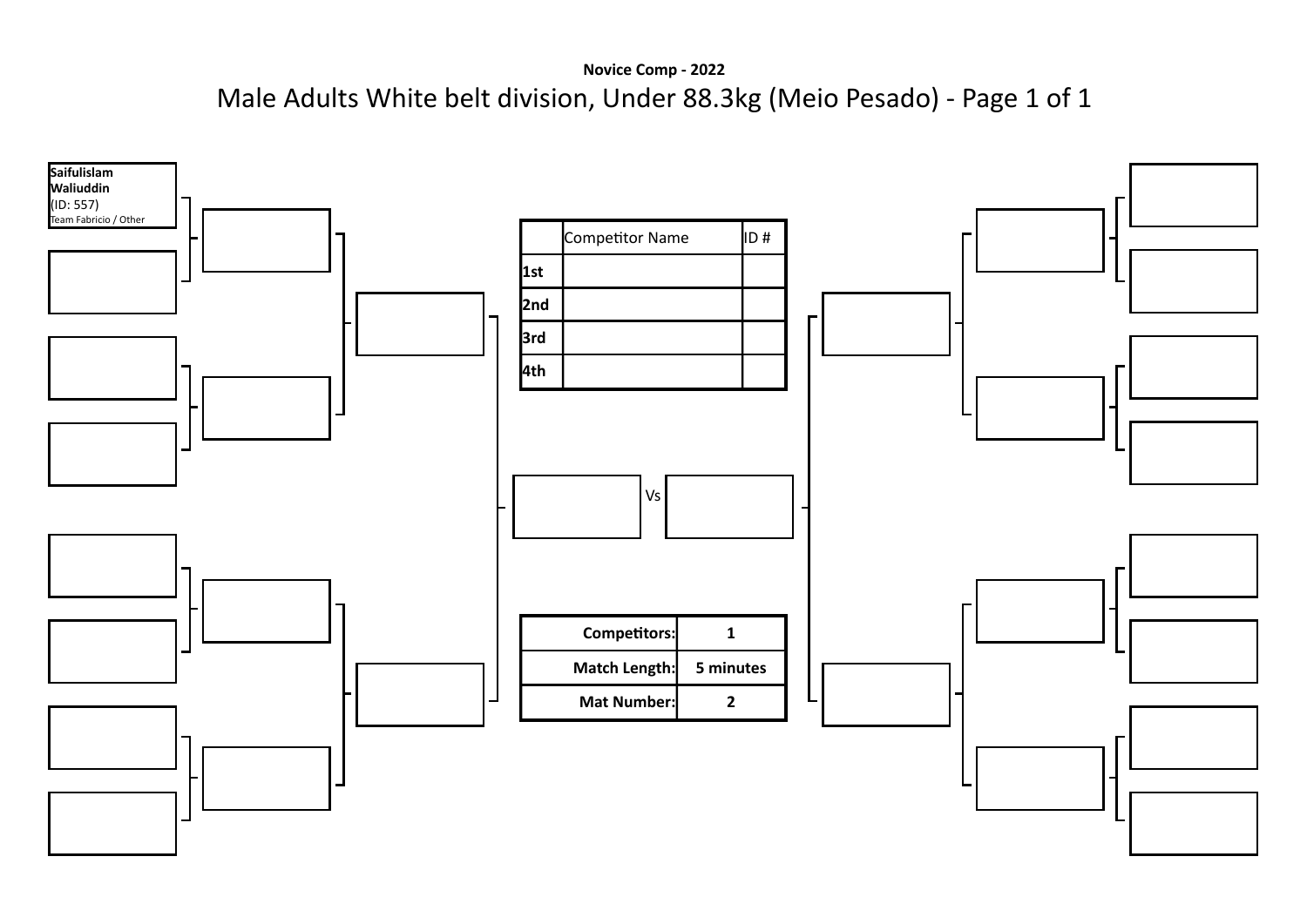**Novice Comp - 2022**

# Male Adults White belt division, Under 88.3kg (Meio Pesado) - Page 1 of 1

**Saifulislam Waliuddin**
(ID: 557)
Team Fabricio / Other

| | Competitor Name | ID # |
|---|---|---|
| **1st** | | |
| **2nd** | | |
| **3rd** | | |
| **4th** | | |

Vs

| | |
|---|---|
| **Competitors:** | **1** |
| **Match Length:** | **5 minutes** |
| **Mat Number:** | **2** |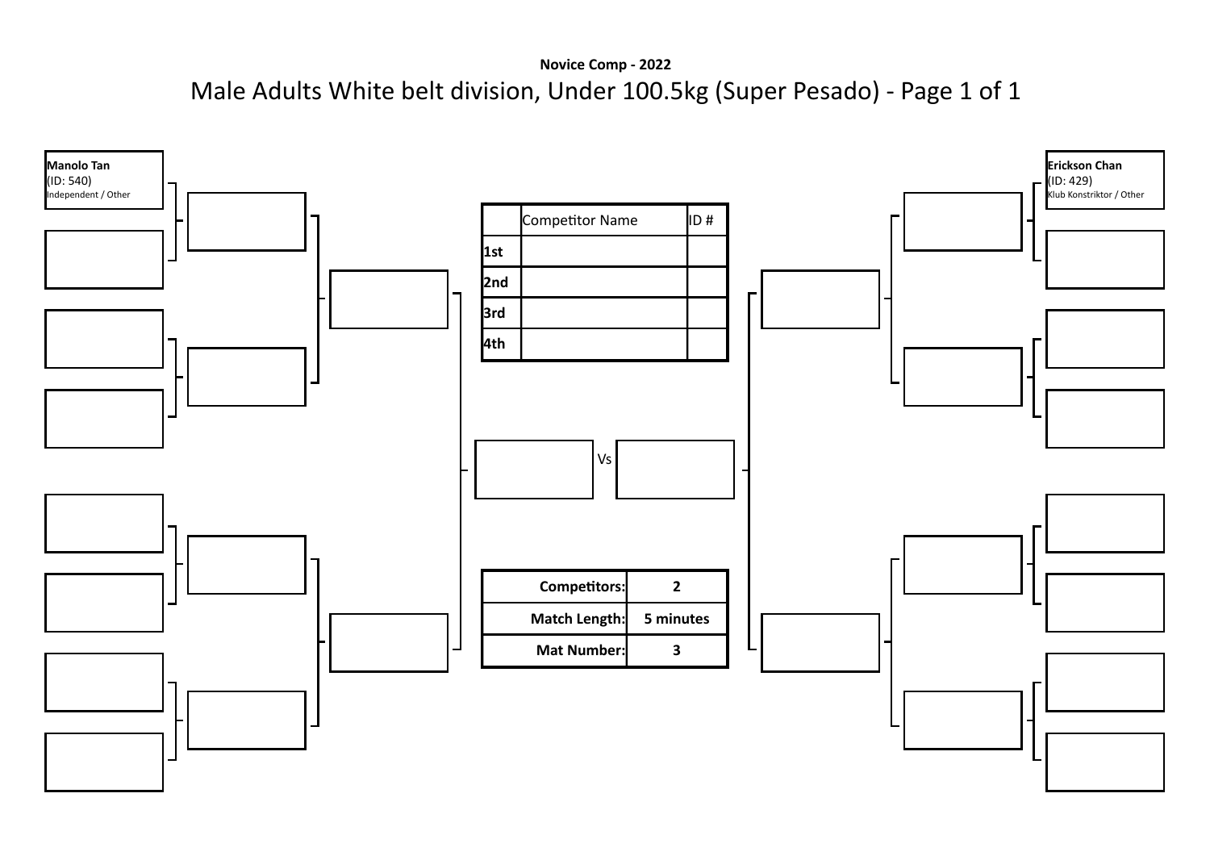**Novice Comp - 2022**

# Male Adults White belt division, Under 100.5kg (Super Pesado) - Page 1 of 1

**Manolo Tan**
(ID: 540)
Independent / Other

**Erickson Chan**
(ID: 429)
Klub Konstriktor / Other

| | Competitor Name | ID # |
|---|---|---|
| **1st** | | |
| **2nd** | | |
| **3rd** | | |
| **4th** | | |

Vs

| | |
|---|---|
| **Competitors:** | **2** |
| **Match Length:** | **5 minutes** |
| **Mat Number:** | **3** |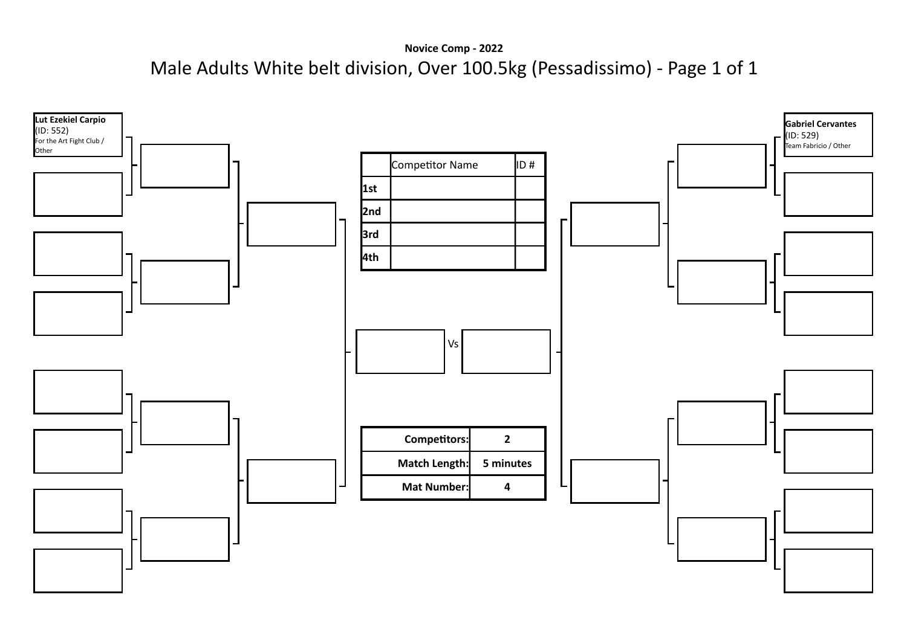**Novice Comp - 2022**

# Male Adults White belt division, Over 100.5kg (Pessadissimo) - Page 1 of 1

**Lut Ezekiel Carpio**
(ID: 552)
For the Art Fight Club / Other

**Gabriel Cervantes**
(ID: 529)
Team Fabricio / Other

| | Competitor Name | ID # |
|---|---|---|
| **1st** | | |
| **2nd** | | |
| **3rd** | | |
| **4th** | | |

Vs

| | |
|---|---|
| **Competitors:** | **2** |
| **Match Length:** | **5 minutes** |
| **Mat Number:** | **4** |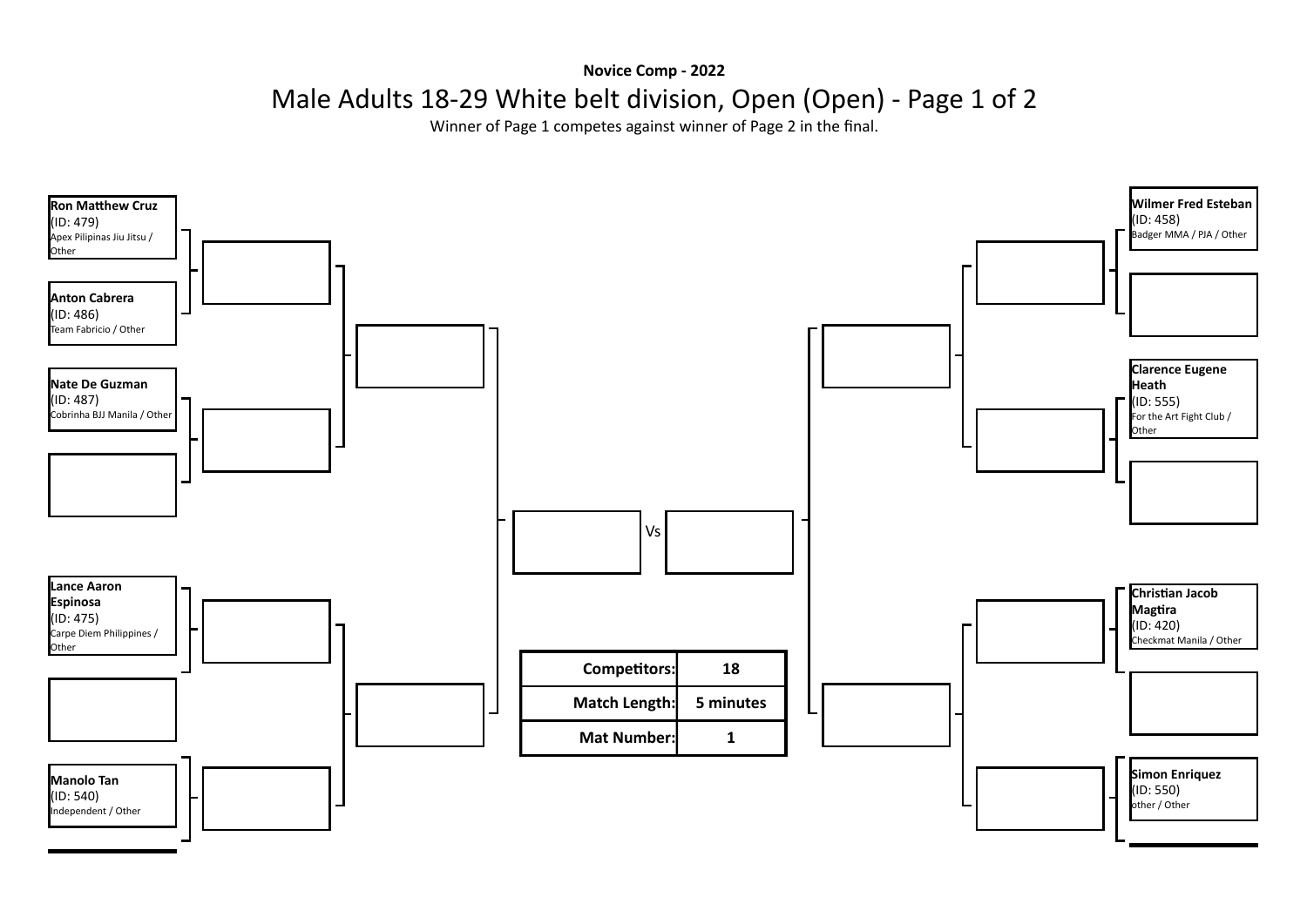**Novice Comp - 2022**

# Male Adults 18-29 White belt division, Open (Open) - Page 1 of 2

Winner of Page 1 competes against winner of Page 2 in the final.

**Ron Matthew Cruz**
(ID: 479)
Apex Pilipinas Jiu Jitsu / Other

**Anton Cabrera**
(ID: 486)
Team Fabricio / Other

**Nate De Guzman**
(ID: 487)
Cobrinha BJJ Manila / Other

**Lance Aaron Espinosa**
(ID: 475)
Carpe Diem Philippines / Other

**Manolo Tan**
(ID: 540)
Independent / Other

**Wilmer Fred Esteban**
(ID: 458)
Badger MMA / PJA / Other

**Clarence Eugene Heath**
(ID: 555)
For the Art Fight Club / Other

**Christian Jacob Magtira**
(ID: 420)
Checkmat Manila / Other

**Simon Enriquez**
(ID: 550)
other / Other

Vs

| Competitors: | 18 |
| --- | --- |
| Match Length: | 5 minutes |
| Mat Number: | 1 |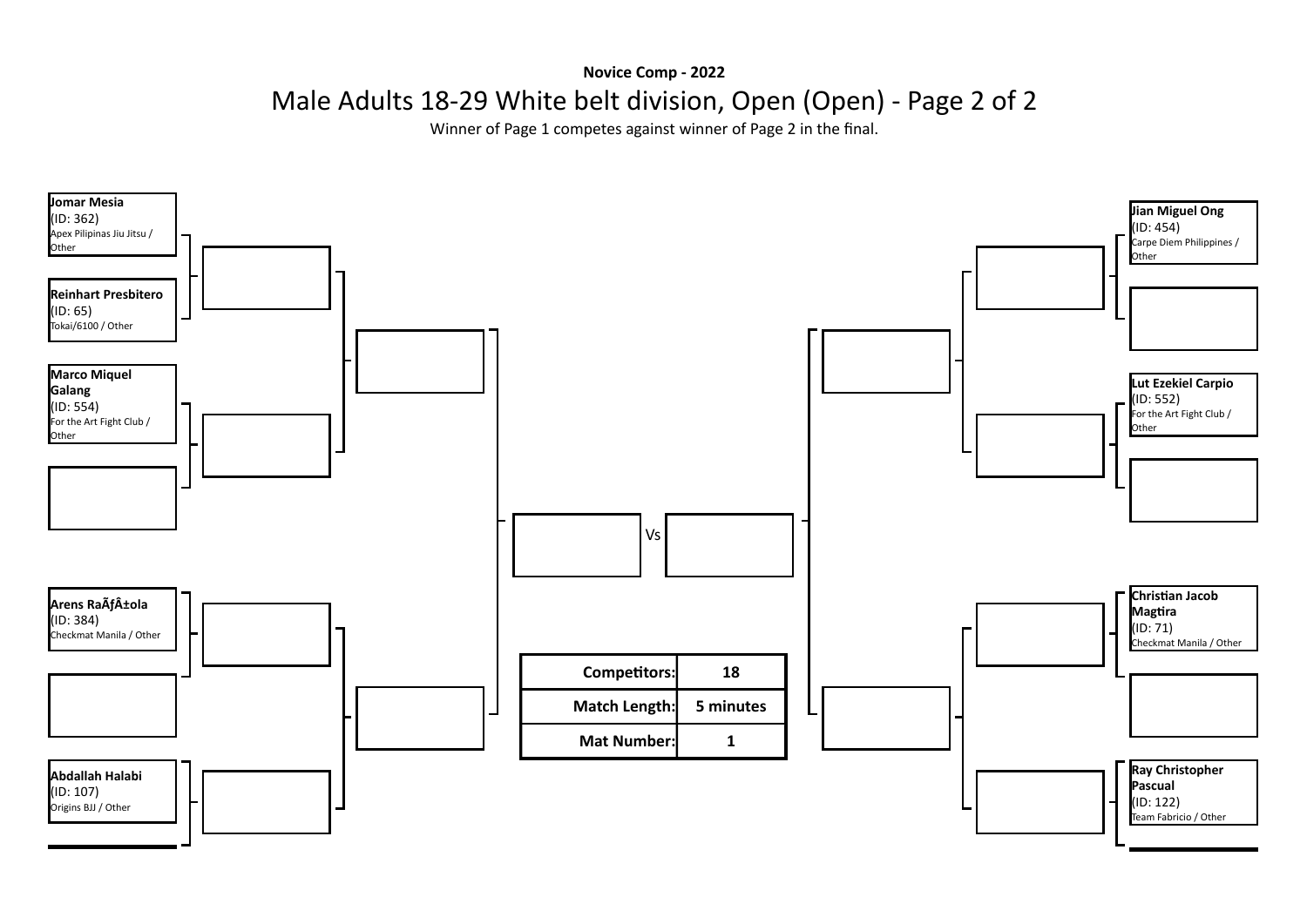**Novice Comp - 2022**

# Male Adults 18-29 White belt division, Open (Open) - Page 2 of 2

Winner of Page 1 competes against winner of Page 2 in the final.

**Jomar Mesia**
(ID: 362)
Apex Pilipinas Jiu Jitsu / Other

**Reinhart Presbitero**
(ID: 65)
Tokai/6100 / Other

**Marco Miquel Galang**
(ID: 554)
For the Art Fight Club / Other

**Arens RaÃƒÂ±ola**
(ID: 384)
Checkmat Manila / Other

**Abdallah Halabi**
(ID: 107)
Origins BJJ / Other

**Jian Miguel Ong**
(ID: 454)
Carpe Diem Philippines / Other

**Lut Ezekiel Carpio**
(ID: 552)
For the Art Fight Club / Other

**Christian Jacob Magtira**
(ID: 71)
Checkmat Manila / Other

**Ray Christopher Pascual**
(ID: 122)
Team Fabricio / Other

Vs

| Competitors: | 18 |
| --- | --- |
| Match Length: | 5 minutes |
| Mat Number: | 1 |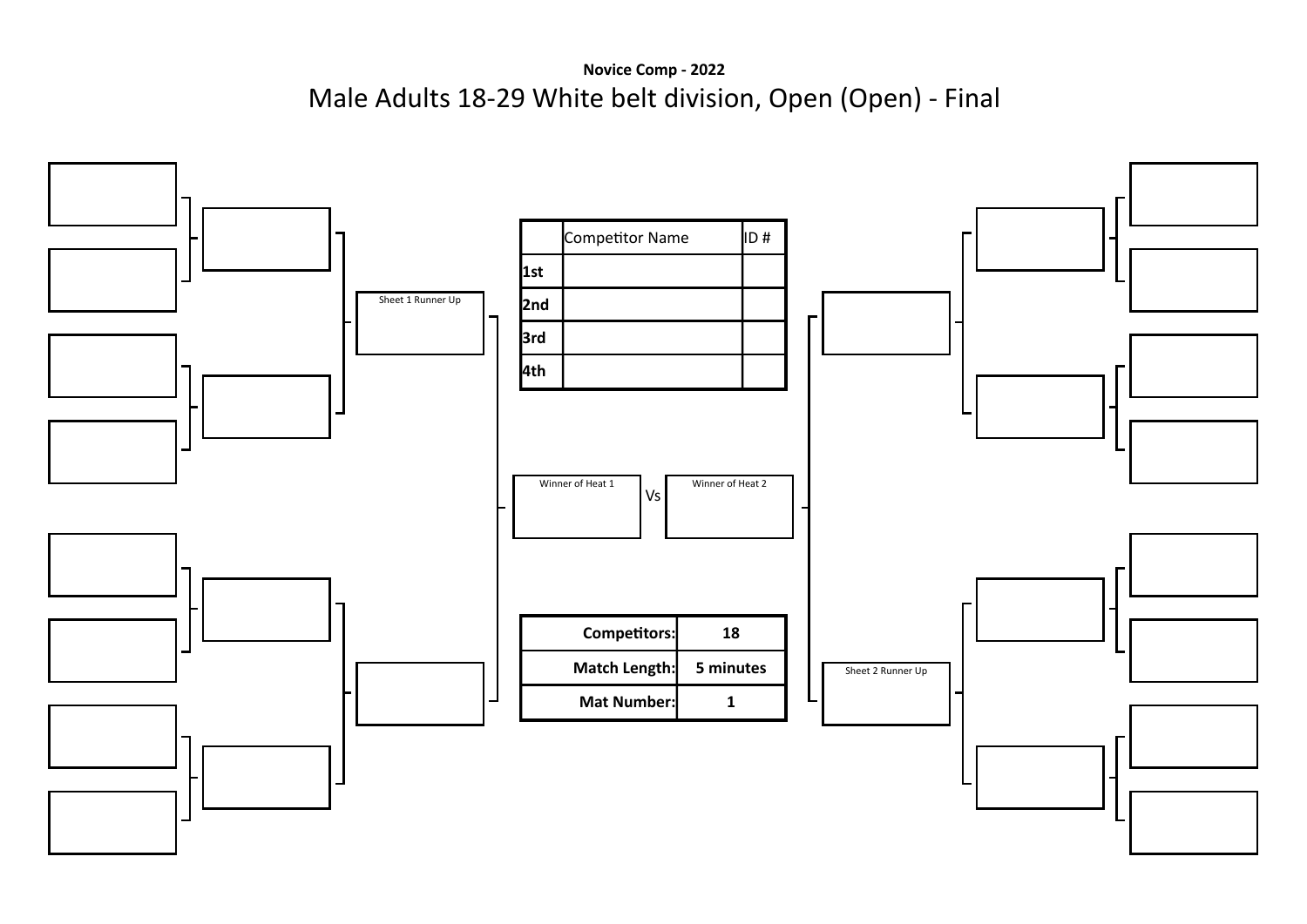**Novice Comp - 2022**

# Male Adults 18-29 White belt division, Open (Open) - Final

| | Competitor Name | ID # |
|---|---|---|
| 1st | | |
| 2nd | | |
| 3rd | | |
| 4th | | |

Sheet 1 Runner Up

Winner of Heat 1 Vs Winner of Heat 2

Sheet 2 Runner Up

| Competitors: | 18 |
|---|---|
| Match Length: | 5 minutes |
| Mat Number: | 1 |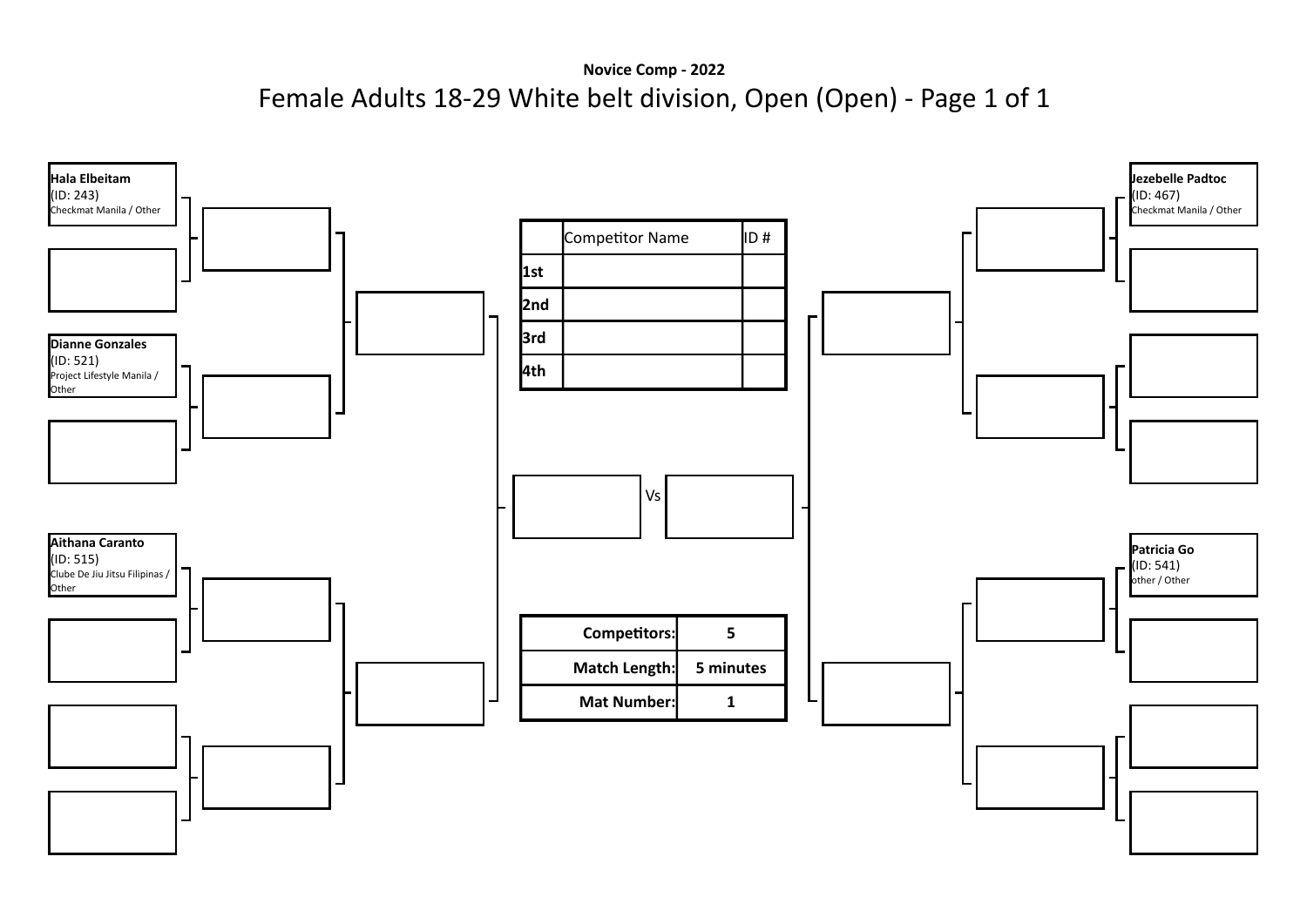**Novice Comp - 2022**

# Female Adults 18-29 White belt division, Open (Open) - Page 1 of 1

**Hala Elbeitam**
(ID: 243)
Checkmat Manila / Other

**Dianne Gonzales**
(ID: 521)
Project Lifestyle Manila / Other

**Aithana Caranto**
(ID: 515)
Clube De Jiu Jitsu Filipinas / Other

**Jezebelle Padtoc**
(ID: 467)
Checkmat Manila / Other

**Patricia Go**
(ID: 541)
other / Other

| | Competitor Name | ID # |
|---|---|---|
| **1st** | | |
| **2nd** | | |
| **3rd** | | |
| **4th** | | |

Vs

| | |
|---|---|
| **Competitors:** | **5** |
| **Match Length:** | **5 minutes** |
| **Mat Number:** | **1** |